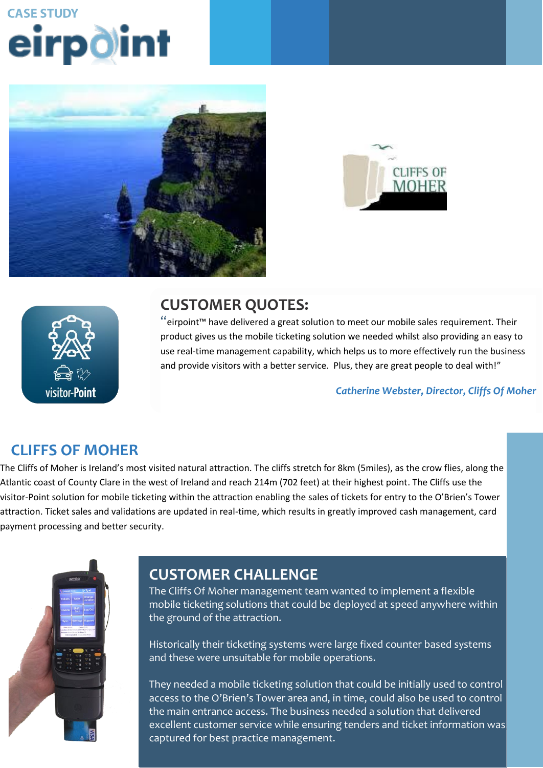CASE STUDY

# eirpoint

## CUSTOMER QUOTES:

“eirpoint™ have delivered a great solution to meet our mobile sales requirement. Their product gives us the mobile ticketing solution we needed whilst also providing an easy to use real-time management capability, which helps us to more effectively run the business and provide visitors with a better service.  Plus, they are great people to deal with!”

*Catherine Webster, Director, Cliffs Of Moher*

## CLIFFS OF MOHER

The Cliffs of Moher is Ireland’s most visited natural attraction. The cliffs stretch for 8km (5miles), as the crow flies, along the Atlantic coast of County Clare in the west of Ireland and reach 214m (702 feet) at their highest point. The Cliffs use the visitor-Point solution for mobile ticketing within the attraction enabling the sales of tickets for entry to the O’Brien’s Tower attraction. Ticket sales and validations are updated in real-time, which results in greatly improved cash management, card payment processing and better security.

## CUSTOMER CHALLENGE

The Cliffs Of Moher management team wanted to implement a flexible mobile ticketing solutions that could be deployed at speed anywhere within the ground of the attraction.

Historically their ticketing systems were large fixed counter based systems and these were unsuitable for mobile operations.

They needed a mobile ticketing solution that could be initially used to control access to the O’Brien’s Tower area and, in time, could also be used to control the main entrance access. The business needed a solution that delivered excellent customer service while ensuring tenders and ticket information was captured for best practice management.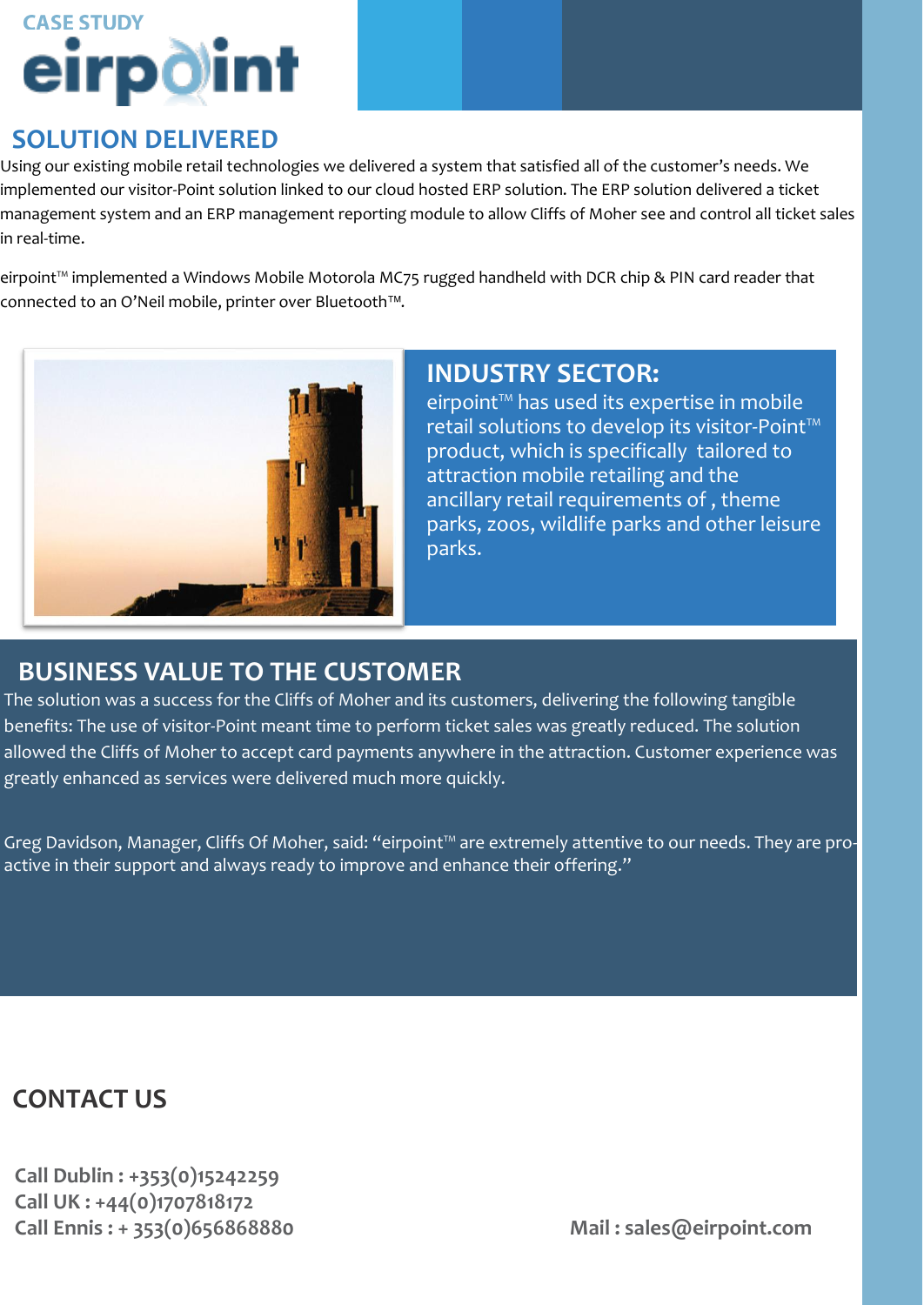CASE STUDY

# eirpoint

## SOLUTION DELIVERED

Using our existing mobile retail technologies we delivered a system that satisfied all of the customer's needs. We implemented our visitor-Point solution linked to our cloud hosted ERP solution. The ERP solution delivered a ticket management system and an ERP management reporting module to allow Cliffs of Moher see and control all ticket sales in real-time.

eirpoint™ implemented a Windows Mobile Motorola MC75 rugged handheld with DCR chip & PIN card reader that connected to an O'Neil mobile, printer over Bluetooth™.

## INDUSTRY SECTOR:

eirpoint™ has used its expertise in mobile retail solutions to develop its visitor-Point™ product, which is specifically tailored to attraction mobile retailing and the ancillary retail requirements of , theme parks, zoos, wildlife parks and other leisure parks.

## BUSINESS VALUE TO THE CUSTOMER

The solution was a success for the Cliffs of Moher and its customers, delivering the following tangible benefits: The use of visitor-Point meant time to perform ticket sales was greatly reduced. The solution allowed the Cliffs of Moher to accept card payments anywhere in the attraction. Customer experience was greatly enhanced as services were delivered much more quickly.

Greg Davidson, Manager, Cliffs Of Moher, said: "eirpoint™ are extremely attentive to our needs. They are pro-active in their support and always ready to improve and enhance their offering."

## CONTACT US

**Call Dublin : +353(0)15242259**
**Call UK : +44(0)1707818172**
**Call Ennis : + 353(0)656868880**

**Mail : sales@eirpoint.com**